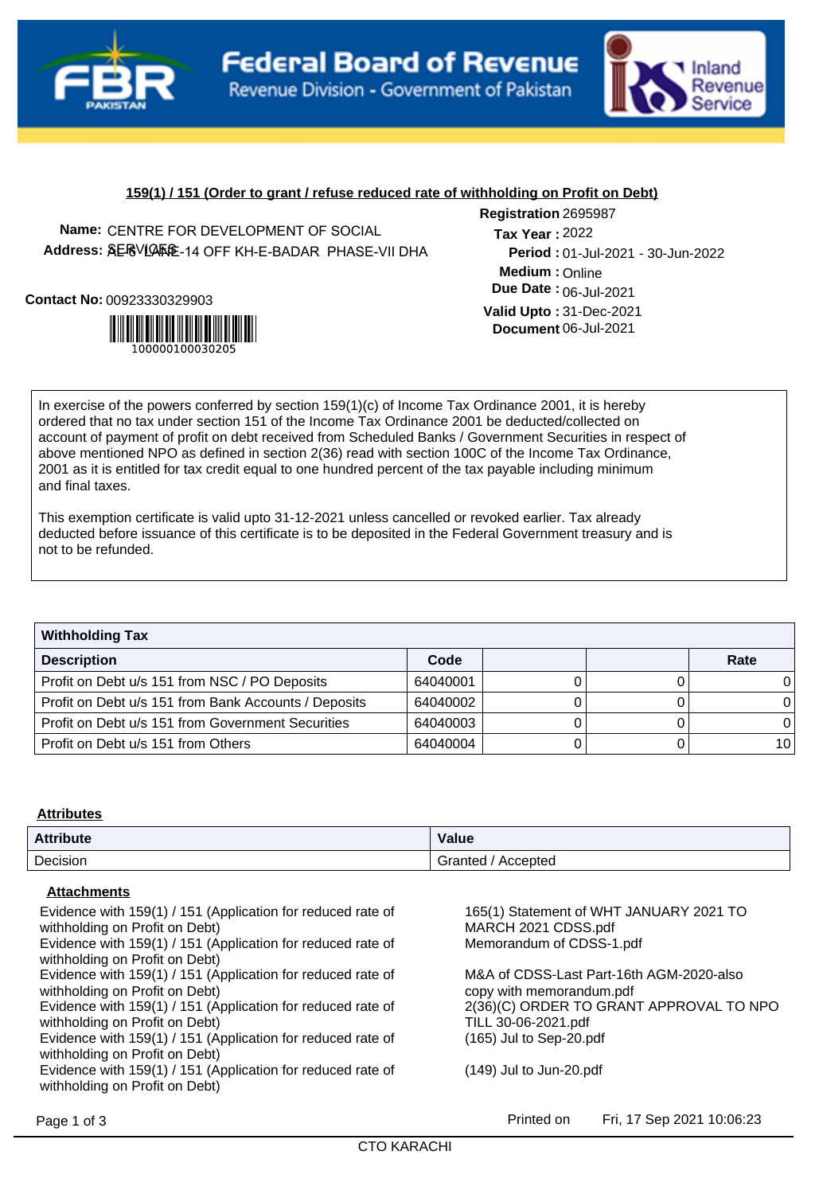Federal Board of Revenue
Revenue Division - Government of Pakistan

Inland Revenue Service

## 159(1) / 151 (Order to grant / refuse reduced rate of withholding on Profit on Debt)

**Name:** CENTRE FOR DEVELOPMENT OF SOCIAL SERVICES

**Address:** 26 LANE-14 OFF KH-E-BADAR PHASE-VII DHA

**Contact No:** 00923330329903

100000100030205

**Registration** 2695987

**Tax Year :** 2022

**Period :** 01-Jul-2021 - 30-Jun-2022

**Medium :** Online

**Due Date :** 06-Jul-2021

**Valid Upto :** 31-Dec-2021

**Document** 06-Jul-2021

In exercise of the powers conferred by section 159(1)(c) of Income Tax Ordinance 2001, it is hereby ordered that no tax under section 151 of the Income Tax Ordinance 2001 be deducted/collected on account of payment of profit on debt received from Scheduled Banks / Government Securities in respect of above mentioned NPO as defined in section 2(36) read with section 100C of the Income Tax Ordinance, 2001 as it is entitled for tax credit equal to one hundred percent of the tax payable including minimum and final taxes.

This exemption certificate is valid upto 31-12-2021 unless cancelled or revoked earlier. Tax already deducted before issuance of this certificate is to be deposited in the Federal Government treasury and is not to be refunded.

**Withholding Tax**

| Description | Code | | | Rate |
|---|---|---|---|---|
| Profit on Debt u/s 151 from NSC / PO Deposits | 64040001 | 0 | 0 | 0 |
| Profit on Debt u/s 151 from Bank Accounts / Deposits | 64040002 | 0 | 0 | 0 |
| Profit on Debt u/s 151 from Government Securities | 64040003 | 0 | 0 | 0 |
| Profit on Debt u/s 151 from Others | 64040004 | 0 | 0 | 10 |

**Attributes**

| Attribute | Value |
|---|---|
| Decision | Granted / Accepted |

**Attachments**

| | |
|---|---|
| Evidence with 159(1) / 151 (Application for reduced rate of withholding on Profit on Debt) | 165(1) Statement of WHT JANUARY 2021 TO MARCH 2021 CDSS.pdf |
| Evidence with 159(1) / 151 (Application for reduced rate of withholding on Profit on Debt) | Memorandum of CDSS-1.pdf |
| Evidence with 159(1) / 151 (Application for reduced rate of withholding on Profit on Debt) | M&A of CDSS-Last Part-16th AGM-2020-also copy with memorandum.pdf |
| Evidence with 159(1) / 151 (Application for reduced rate of withholding on Profit on Debt) | 2(36)(C) ORDER TO GRANT APPROVAL TO NPO TILL 30-06-2021.pdf |
| Evidence with 159(1) / 151 (Application for reduced rate of withholding on Profit on Debt) | (165) Jul to Sep-20.pdf |
| Evidence with 159(1) / 151 (Application for reduced rate of withholding on Profit on Debt) | (149) Jul to Jun-20.pdf |

Printed on Fri, 17 Sep 2021 10:06:23

CTO KARACHI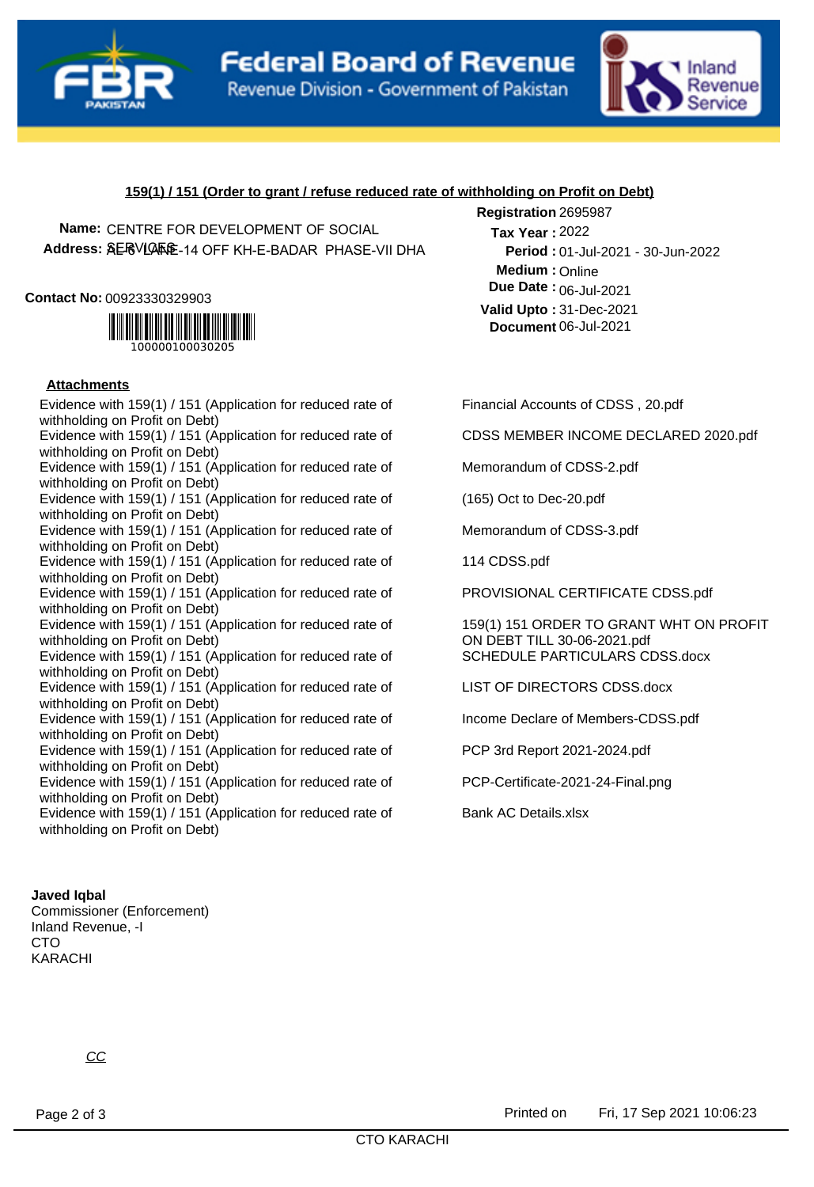Federal Board of Revenue
Revenue Division - Government of Pakistan

Inland Revenue Service

**159(1) / 151 (Order to grant / refuse reduced rate of withholding on Profit on Debt)**

**Name:** CENTRE FOR DEVELOPMENT OF SOCIAL SERVICES
**Address:** 8E-8 LANE-14 OFF KH-E-BADAR PHASE-VII DHA

**Contact No:** 00923330329903

100000100030205

**Registration** 2695987
**Tax Year :** 2022
**Period :** 01-Jul-2021 - 30-Jun-2022
**Medium :** Online
**Due Date :** 06-Jul-2021
**Valid Upto :** 31-Dec-2021
**Document** 06-Jul-2021

**Attachments**

| | |
|---|---|
| Evidence with 159(1) / 151 (Application for reduced rate of withholding on Profit on Debt) | Financial Accounts of CDSS , 20.pdf |
| Evidence with 159(1) / 151 (Application for reduced rate of withholding on Profit on Debt) | CDSS MEMBER INCOME DECLARED 2020.pdf |
| Evidence with 159(1) / 151 (Application for reduced rate of withholding on Profit on Debt) | Memorandum of CDSS-2.pdf |
| Evidence with 159(1) / 151 (Application for reduced rate of withholding on Profit on Debt) | (165) Oct to Dec-20.pdf |
| Evidence with 159(1) / 151 (Application for reduced rate of withholding on Profit on Debt) | Memorandum of CDSS-3.pdf |
| Evidence with 159(1) / 151 (Application for reduced rate of withholding on Profit on Debt) | 114 CDSS.pdf |
| Evidence with 159(1) / 151 (Application for reduced rate of withholding on Profit on Debt) | PROVISIONAL CERTIFICATE CDSS.pdf |
| Evidence with 159(1) / 151 (Application for reduced rate of withholding on Profit on Debt) | 159(1) 151 ORDER TO GRANT WHT ON PROFIT ON DEBT TILL 30-06-2021.pdf |
| Evidence with 159(1) / 151 (Application for reduced rate of withholding on Profit on Debt) | SCHEDULE PARTICULARS CDSS.docx |
| Evidence with 159(1) / 151 (Application for reduced rate of withholding on Profit on Debt) | LIST OF DIRECTORS CDSS.docx |
| Evidence with 159(1) / 151 (Application for reduced rate of withholding on Profit on Debt) | Income Declare of Members-CDSS.pdf |
| Evidence with 159(1) / 151 (Application for reduced rate of withholding on Profit on Debt) | PCP 3rd Report 2021-2024.pdf |
| Evidence with 159(1) / 151 (Application for reduced rate of withholding on Profit on Debt) | PCP-Certificate-2021-24-Final.png |
| Evidence with 159(1) / 151 (Application for reduced rate of withholding on Profit on Debt) | Bank AC Details.xlsx |

**Javed Iqbal**
Commissioner (Enforcement)
Inland Revenue, -I
CTO
KARACHI

*CC*

Printed on Fri, 17 Sep 2021 10:06:23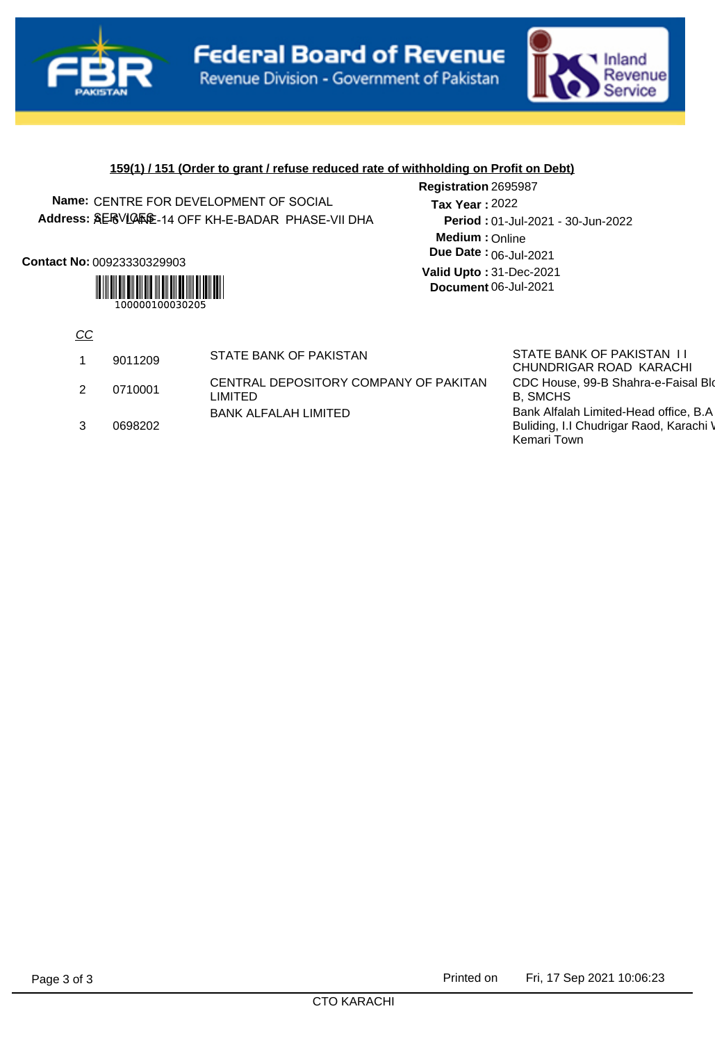Federal Board of Revenue
Revenue Division - Government of Pakistan

Inland Revenue Service

**159(1) / 151 (Order to grant / refuse reduced rate of withholding on Profit on Debt)**

**Name:** CENTRE FOR DEVELOPMENT OF SOCIAL SERVICES

**Address:** 26 LANE-14 OFF KH-E-BADAR PHASE-VII DHA

**Contact No:** 00923330329903

100000100030205

**Registration** 2695987

**Tax Year :** 2022

**Period :** 01-Jul-2021 - 30-Jun-2022

**Medium :** Online

**Due Date :** 06-Jul-2021

**Valid Upto :** 31-Dec-2021

**Document** 06-Jul-2021

*CC*

| | | | |
|---|---|---|---|
| 1 | 9011209 | STATE BANK OF PAKISTAN | STATE BANK OF PAKISTAN I I CHUNDRIGAR ROAD KARACHI |
| 2 | 0710001 | CENTRAL DEPOSITORY COMPANY OF PAKITAN LIMITED | CDC House, 99-B Shahra-e-Faisal Blc B, SMCHS |
| 3 | 0698202 | BANK ALFALAH LIMITED | Bank Alfalah Limited-Head office, B.A Buliding, I.I Chudrigar Raod, Karachi \ Kemari Town |

Printed on Fri, 17 Sep 2021 10:06:23

CTO KARACHI